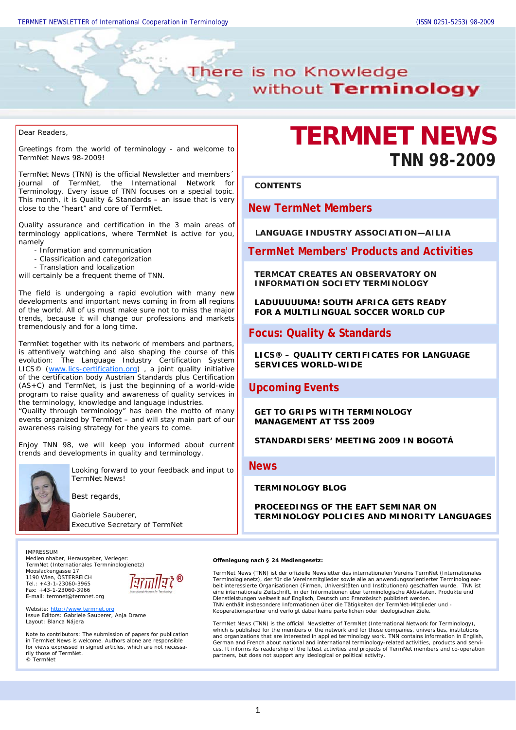There is no Knowledge without Terminology

# TERMNET NEWS

## TNN 98-2009

Dear Readers,

Greetings from the world of terminology - and welcome to TermNet News 98-2009!

TermNet News (TNN) is the official Newsletter and members´ journal of TermNet, the International Network for Terminology. Every issue of TNN focuses on a special topic. This month, it is Quality & Standards – an issue that is very close to the "heart" and core of TermNet.

Quality assurance and certification in the 3 main areas of terminology applications, where TermNet is active for you, namely

- Information and communication
- Classification and categorization
- Translation and localization

will certainly be a frequent theme of TNN.

The field is undergoing a rapid evolution with many new developments and important news coming in from all regions of the world. All of us must make sure not to miss the major trends, because it will change our professions and markets tremendously and for a long time.

TermNet together with its network of members and partners, is attentively watching and also shaping the course of this evolution: The Language Industry Certification System LICS© (www.lics-certification.org) , a joint quality initiative of the certification body Austrian Standards plus Certification (AS+C) and TermNet, is just the beginning of a world-wide program to raise quality and awareness of quality services in the terminology, knowledge and language industries.
"Quality through terminology" has been the motto of many events organized by TermNet – and will stay main part of our awareness raising strategy for the years to come.

Enjoy TNN 98, we will keep you informed about current trends and developments in quality and terminology.

Looking forward to your feedback and input to TermNet News!

Best regards,

Gabriele Sauberer,
Executive Secretary of TermNet

**CONTENTS**

**New TermNet Members**

- LANGUAGE INDUSTRY ASSOCIATION—AILIA

**TermNet Members' Products and Activities**

- TERMCAT CREATES AN OBSERVATORY ON INFORMATION SOCIETY TERMINOLOGY
- LADUUUUUMA! SOUTH AFRICA GETS READY FOR A MULTILINGUAL SOCCER WORLD CUP

**Focus: Quality & Standards**

- LICS® – QUALITY CERTIFICATES FOR LANGUAGE SERVICES WORLD-WIDE

**Upcoming Events**

- GET TO GRIPS WITH TERMINOLOGY MANAGEMENT AT TSS 2009
- STANDARDISERS' MEETING 2009 IN BOGOTÁ

**News**

- TERMINOLOGY BLOG
- PROCEEDINGS OF THE EAFT SEMINAR ON TERMINOLOGY POLICIES AND MINORITY LANGUAGES

IMPRESSUM
Medieninhaber, Herausgeber, Verleger:
TermNet (Internationales Termninologienetz)
Mooslackengasse 17
1190 Wien, ÖSTERREICH
Tel.: +43-1-23060-3965
Fax: +43-1-23060-3966
E-mail: termnet@termnet.org

Website: http://www.termnet.org
Issue Editors: Gabriele Sauberer, Anja Drame
Layout: Blanca Nájera

Note to contributors: The submission of papers for publication in TermNet News is welcome. Authors alone are responsible for views expressed in signed articles, which are not necessarily those of TermNet.
© TermNet

**Offenlegung nach § 24 Mediengesetz:**

TermNet News (TNN) ist der offizielle Newsletter des internationalen Vereins TermNet (Internationales Terminologienetz), der für die Vereinsmitglieder sowie alle an anwendungsorientierter Terminologiearbeit interessierte Organisationen (Firmen, Universitäten und Institutionen) geschaffen wurde. TNN ist eine internationale Zeitschrift, in der Informationen über terminologische Aktivitäten, Produkte und Dienstleistungen weltweit auf Englisch, Deutsch und Französisch publiziert werden.
TNN enthält insbesondere Informationen über die Tätigkeiten der TermNet-Mitglieder und - Kooperationspartner und verfolgt dabei keine parteilichen oder ideologischen Ziele.

TermNet News (TNN) is the official Newsletter of TermNet (International Network for Terminology), which is published for the members of the network and for those companies, universities, institutions and organizations that are interested in applied terminology work. TNN contains information in English, German and French about national and international terminology-related activities, products and services. It informs its readership of the latest activities and projects of TermNet members and co-operation partners, but does not support any ideological or political activity.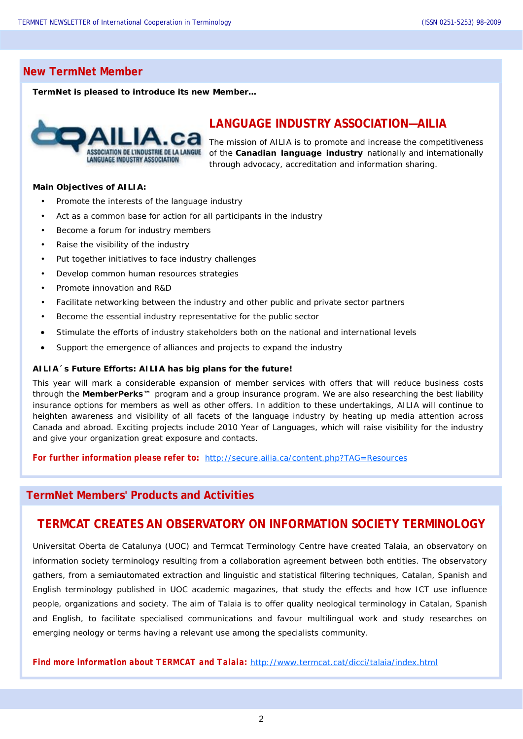## New TermNet Member

**TermNet is pleased to introduce its new Member…**

### LANGUAGE INDUSTRY ASSOCIATION—AILIA

The mission of AILIA is to promote and increase the competitiveness of the **Canadian language industry** nationally and internationally through advocacy, accreditation and information sharing.

**Main Objectives of AILIA:**

- Promote the interests of the language industry
- Act as a common base for action for all participants in the industry
- Become a forum for industry members
- Raise the visibility of the industry
- Put together initiatives to face industry challenges
- Develop common human resources strategies
- Promote innovation and R&D
- Facilitate networking between the industry and other public and private sector partners
- Become the essential industry representative for the public sector
- Stimulate the efforts of industry stakeholders both on the national and international levels
- Support the emergence of alliances and projects to expand the industry

**AILIA´s Future Efforts: AILIA has big plans for the future!**

This year will mark a considerable expansion of member services with offers that will reduce business costs through the **MemberPerks™** program and a group insurance program. We are also researching the best liability insurance options for members as well as other offers. In addition to these undertakings, AILIA will continue to heighten awareness and visibility of all facets of the language industry by heating up media attention across Canada and abroad. Exciting projects include 2010 Year of Languages, which will raise visibility for the industry and give your organization great exposure and contacts.

**For further information please refer to:** http://secure.ailia.ca/content.php?TAG=Resources

## TermNet Members' Products and Activities

### TERMCAT CREATES AN OBSERVATORY ON INFORMATION SOCIETY TERMINOLOGY

Universitat Oberta de Catalunya (UOC) and Termcat Terminology Centre have created Talaia, an observatory on information society terminology resulting from a collaboration agreement between both entities. The observatory gathers, from a semiautomated extraction and linguistic and statistical filtering techniques, Catalan, Spanish and English terminology published in UOC academic magazines, that study the effects and how ICT use influence people, organizations and society. The aim of Talaia is to offer quality neological terminology in Catalan, Spanish and English, to facilitate specialised communications and favour multilingual work and study researches on emerging neology or terms having a relevant use among the specialists community.

**Find more information about TERMCAT and Talaia:** http://www.termcat.cat/dicci/talaia/index.html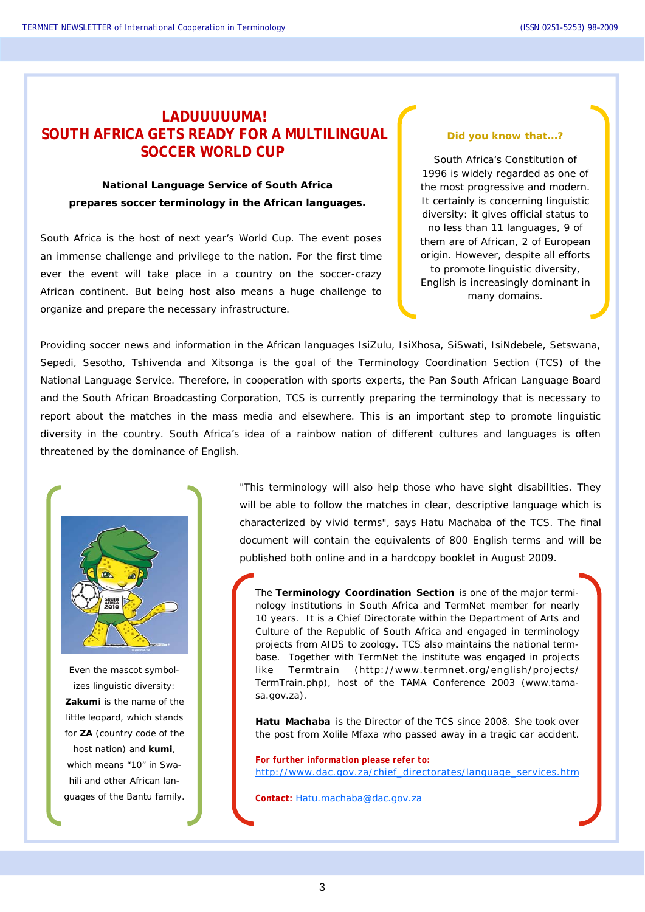# LADUUUUUMA!
# SOUTH AFRICA GETS READY FOR A MULTILINGUAL SOCCER WORLD CUP

**National Language Service of South Africa prepares soccer terminology in the African languages.**

South Africa is the host of next year's World Cup. The event poses an immense challenge and privilege to the nation. For the first time ever the event will take place in a country on the soccer-crazy African continent. But being host also means a huge challenge to organize and prepare the necessary infrastructure.

**Did you know that...?**

South Africa's Constitution of 1996 is widely regarded as one of the most progressive and modern. It certainly is concerning linguistic diversity: it gives official status to no less than 11 languages, 9 of them are of African, 2 of European origin. However, despite all efforts to promote linguistic diversity, English is increasingly dominant in many domains.

Providing soccer news and information in the African languages IsiZulu, IsiXhosa, SiSwati, IsiNdebele, Setswana, Sepedi, Sesotho, Tshivenda and Xitsonga is the goal of the Terminology Coordination Section (TCS) of the National Language Service. Therefore, in cooperation with sports experts, the Pan South African Language Board and the South African Broadcasting Corporation, TCS is currently preparing the terminology that is necessary to report about the matches in the mass media and elsewhere. This is an important step to promote linguistic diversity in the country. South Africa's idea of a rainbow nation of different cultures and languages is often threatened by the dominance of English.

"This terminology will also help those who have sight disabilities. They will be able to follow the matches in clear, descriptive language which is characterized by vivid terms", says Hatu Machaba of the TCS. The final document will contain the equivalents of 800 English terms and will be published both online and in a hardcopy booklet in August 2009.

Even the mascot symbolizes linguistic diversity: **Zakumi** is the name of the little leopard, which stands for **ZA** (country code of the host nation) and **kumi**, which means "10" in Swahili and other African languages of the Bantu family.

The **Terminology Coordination Section** is one of the major terminology institutions in South Africa and TermNet member for nearly 10 years. It is a Chief Directorate within the Department of Arts and Culture of the Republic of South Africa and engaged in terminology projects from AIDS to zoology. TCS also maintains the national termbase. Together with TermNet the institute was engaged in projects like Termtrain (http://www.termnet.org/english/projects/TermTrain.php), host of the TAMA Conference 2003 (www.tama-sa.gov.za).

**Hatu Machaba** is the Director of the TCS since 2008. She took over the post from Xolile Mfaxa who passed away in a tragic car accident.

**For further information please refer to:**
http://www.dac.gov.za/chief_directorates/language_services.htm

**Contact:** Hatu.machaba@dac.gov.za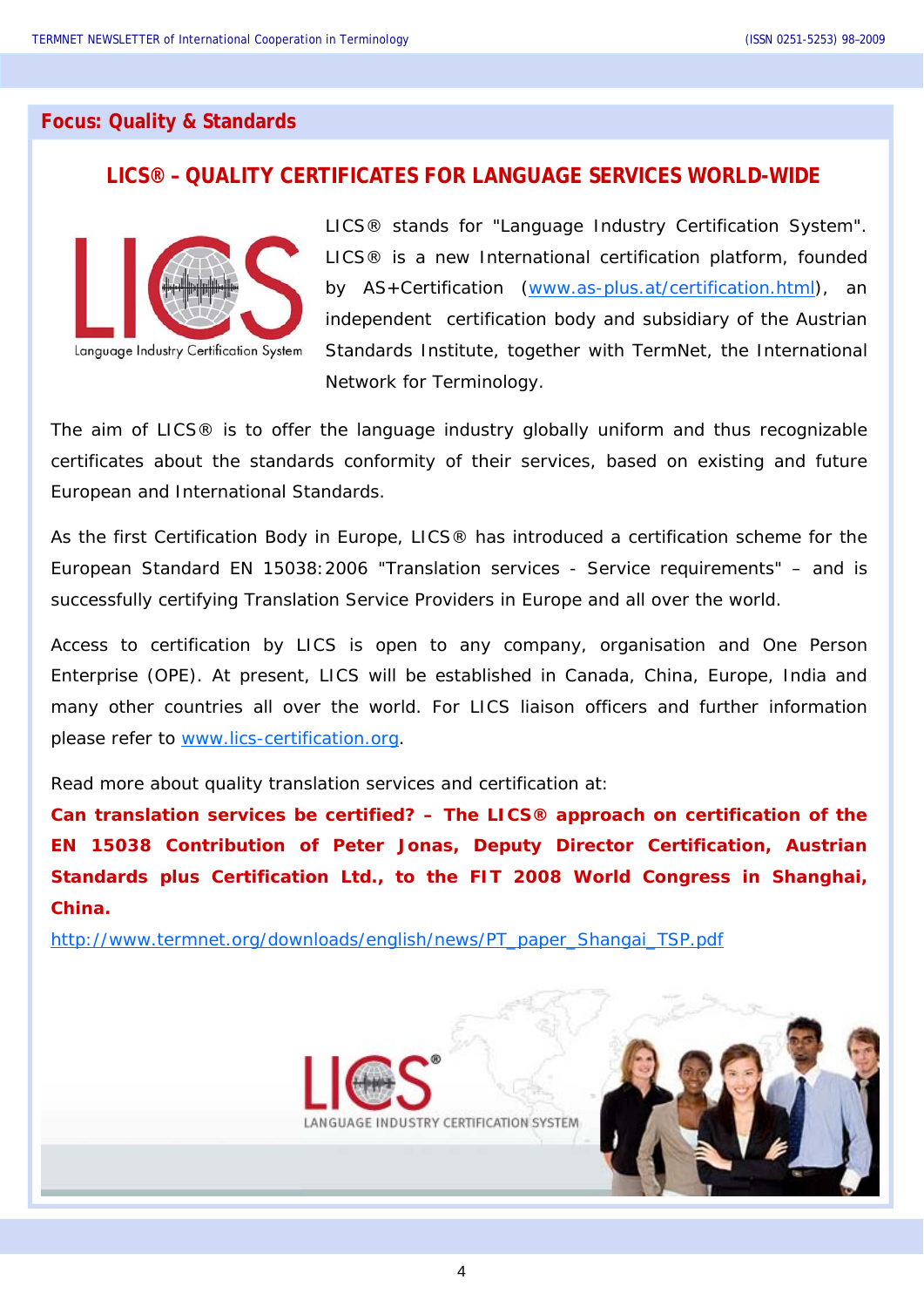## Focus: Quality & Standards

### LICS® – QUALITY CERTIFICATES FOR LANGUAGE SERVICES WORLD-WIDE

LICS® stands for "Language Industry Certification System". LICS® is a new International certification platform, founded by AS+Certification (www.as-plus.at/certification.html), an independent certification body and subsidiary of the Austrian Standards Institute, together with TermNet, the International Network for Terminology.

The aim of LICS® is to offer the language industry globally uniform and thus recognizable certificates about the standards conformity of their services, based on existing and future European and International Standards.

As the first Certification Body in Europe, LICS® has introduced a certification scheme for the European Standard EN 15038:2006 "Translation services - Service requirements" – and is successfully certifying Translation Service Providers in Europe and all over the world.

Access to certification by LICS is open to any company, organisation and One Person Enterprise (OPE). At present, LICS will be established in Canada, China, Europe, India and many other countries all over the world. For LICS liaison officers and further information please refer to www.lics-certification.org.

Read more about quality translation services and certification at:

**Can translation services be certified? – The LICS® approach on certification of the EN 15038 Contribution of Peter Jonas, Deputy Director Certification, Austrian Standards plus Certification Ltd., to the FIT 2008 World Congress in Shanghai, China.**

http://www.termnet.org/downloads/english/news/PT_paper_Shangai_TSP.pdf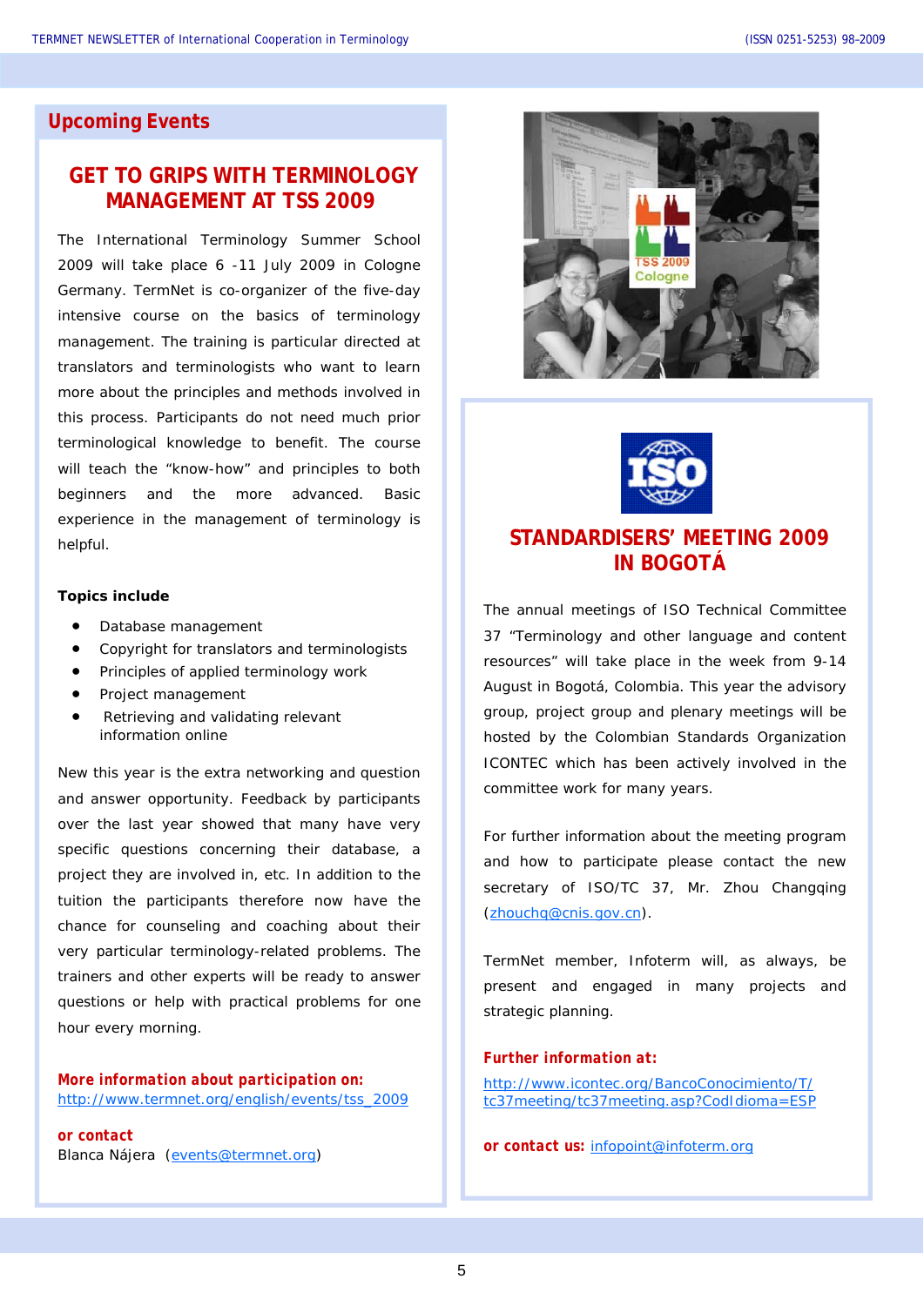## Upcoming Events

### GET TO GRIPS WITH TERMINOLOGY MANAGEMENT AT TSS 2009

The International Terminology Summer School 2009 will take place 6 -11 July 2009 in Cologne Germany. TermNet is co-organizer of the five-day intensive course on the basics of terminology management. The training is particular directed at translators and terminologists who want to learn more about the principles and methods involved in this process. Participants do not need much prior terminological knowledge to benefit. The course will teach the "know-how" and principles to both beginners and the more advanced. Basic experience in the management of terminology is helpful.

**Topics include**

- Database management
- Copyright for translators and terminologists
- Principles of applied terminology work
- Project management
- Retrieving and validating relevant information online

New this year is the extra networking and question and answer opportunity. Feedback by participants over the last year showed that many have very specific questions concerning their database, a project they are involved in, etc. In addition to the tuition the participants therefore now have the chance for counseling and coaching about their very particular terminology-related problems. The trainers and other experts will be ready to answer questions or help with practical problems for one hour every morning.

**More information about participation on:**
http://www.termnet.org/english/events/tss_2009

**or contact**
Blanca Nájera (events@termnet.org)

### STANDARDISERS' MEETING 2009 IN BOGOTÁ

The annual meetings of ISO Technical Committee 37 "Terminology and other language and content resources" will take place in the week from 9-14 August in Bogotá, Colombia. This year the advisory group, project group and plenary meetings will be hosted by the Colombian Standards Organization ICONTEC which has been actively involved in the committee work for many years.

For further information about the meeting program and how to participate please contact the new secretary of ISO/TC 37, Mr. Zhou Changqing (zhouchq@cnis.gov.cn).

TermNet member, Infoterm will, as always, be present and engaged in many projects and strategic planning.

**Further information at:**
http://www.icontec.org/BancoConocimiento/T/tc37meeting/tc37meeting.asp?CodIdioma=ESP

**or contact us:** infopoint@infoterm.org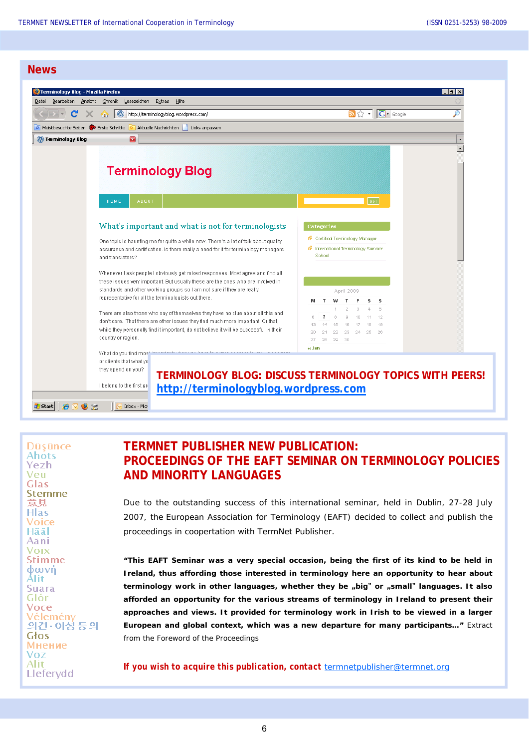## News

**TERMINOLOGY BLOG: DISCUSS TERMINOLOGY TOPICS WITH PEERS!**
[http://terminologyblog.wordpress.com](http://terminologyblog.wordpress.com)

Düşünce
Ahots
Yezh
Veu
Glas
Stemme
意見
Hlas
Voice
Hääl
Aäni
Voix
Stimme
φωνή
Alit
Suara
Glór
Voce
Vélemény
의견 · 이성 등 의
Głos
Мнение
Voz
Alit
Lleferydd

## TERMNET PUBLISHER NEW PUBLICATION: PROCEEDINGS OF THE EAFT SEMINAR ON TERMINOLOGY POLICIES AND MINORITY LANGUAGES

Due to the outstanding success of this international seminar, held in Dublin, 27-28 July 2007, the European Association for Terminology (EAFT) decided to collect and publish the proceedings in coopertation with TermNet Publisher.

**"This EAFT Seminar was a very special occasion, being the first of its kind to be held in Ireland, thus affording those interested in terminology here an opportunity to hear about terminology work in other languages, whether they be „big" or „small" languages. It also afforded an opportunity for the various streams of terminology in Ireland to present their approaches and views. It provided for terminology work in Irish to be viewed in a larger European and global context, which was a new departure for many participants…"** Extract from the Foreword of the Proceedings

**If you wish to acquire this publication, contact** termnetpublisher@termnet.org